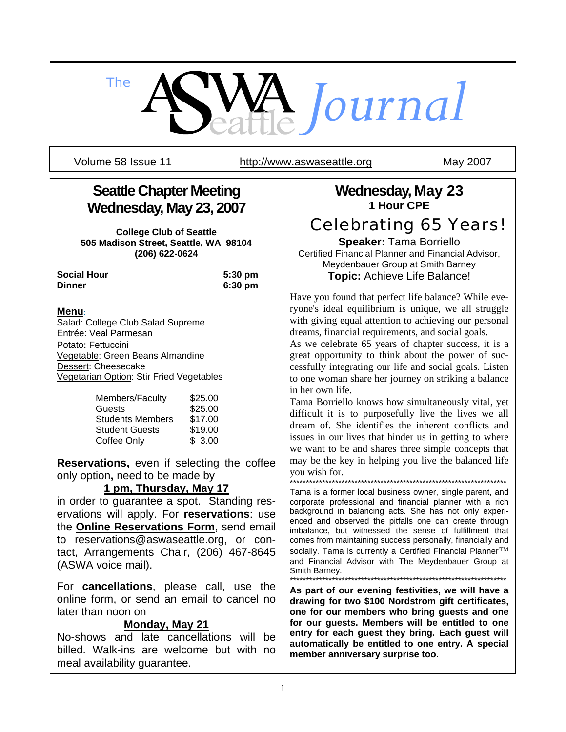# The ASWA Seattle *Journal*

Volume 58 Issue 11 http://www.aswaseattle.org May 2007

## Seattle Chapter Meeting Wednesday, May 23, 2007

**College Club of Seattle**
**505 Madison Street, Seattle, WA 98104**
**(206) 622-0624**

| | |
|---|---|
| **Social Hour** | **5:30 pm** |
| **Dinner** | **6:30 pm** |

**Menu**:
Salad: College Club Salad Supreme
Entrée: Veal Parmesan
Potato: Fettuccini
Vegetable: Green Beans Almandine
Dessert: Cheesecake
Vegetarian Option: Stir Fried Vegetables

| | |
|---|---|
| Members/Faculty | $25.00 |
| Guests | $25.00 |
| Students Members | $17.00 |
| Student Guests | $19.00 |
| Coffee Only | $ 3.00 |

**Reservations,** even if selecting the coffee only option**,** need to be made by

**1 pm, Thursday, May 17**

in order to guarantee a spot. Standing reservations will apply. For **reservations**: use the **Online Reservations Form**, send email to reservations@aswaseattle.org, or contact, Arrangements Chair, (206) 467-8645 (ASWA voice mail).

For **cancellations**, please call, use the online form, or send an email to cancel no later than noon on

**Monday, May 21**

No-shows and late cancellations will be billed. Walk-ins are welcome but with no meal availability guarantee.

## Wednesday, May 23

**1 Hour CPE**

## Celebrating 65 Years!

**Speaker:** Tama Borriello
Certified Financial Planner and Financial Advisor, Meydenbauer Group at Smith Barney
**Topic:** Achieve Life Balance!

Have you found that perfect life balance? While everyone's ideal equilibrium is unique, we all struggle with giving equal attention to achieving our personal dreams, financial requirements, and social goals.

As we celebrate 65 years of chapter success, it is a great opportunity to think about the power of successfully integrating our life and social goals. Listen to one woman share her journey on striking a balance in her own life.

Tama Borriello knows how simultaneously vital, yet difficult it is to purposefully live the lives we all dream of. She identifies the inherent conflicts and issues in our lives that hinder us in getting to where we want to be and shares three simple concepts that may be the key in helping you live the balanced life you wish for.

---

Tama is a former local business owner, single parent, and corporate professional and financial planner with a rich background in balancing acts. She has not only experienced and observed the pitfalls one can create through imbalance, but witnessed the sense of fulfillment that comes from maintaining success personally, financially and socially. Tama is currently a Certified Financial Planner™ and Financial Advisor with The Meydenbauer Group at Smith Barney.

---

**As part of our evening festivities, we will have a drawing for two $100 Nordstrom gift certificates, one for our members who bring guests and one for our guests. Members will be entitled to one entry for each guest they bring. Each guest will automatically be entitled to one entry. A special member anniversary surprise too.**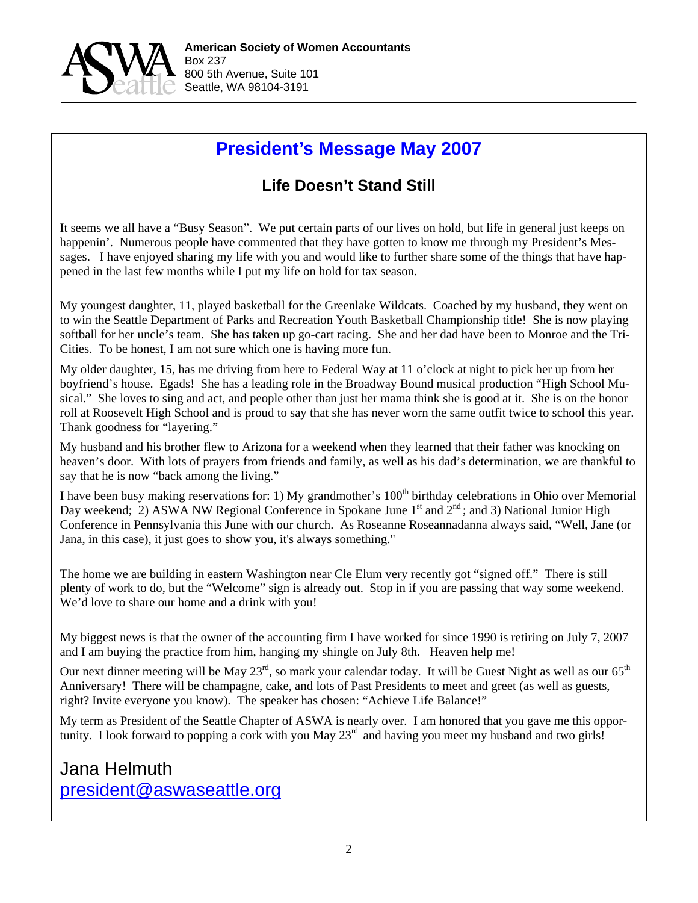**American Society of Women Accountants**
Box 237
800 5th Avenue, Suite 101
Seattle, WA 98104-3191

# President's Message May 2007

## Life Doesn't Stand Still

It seems we all have a "Busy Season". We put certain parts of our lives on hold, but life in general just keeps on happenin'. Numerous people have commented that they have gotten to know me through my President's Messages. I have enjoyed sharing my life with you and would like to further share some of the things that have happened in the last few months while I put my life on hold for tax season.

My youngest daughter, 11, played basketball for the Greenlake Wildcats. Coached by my husband, they went on to win the Seattle Department of Parks and Recreation Youth Basketball Championship title! She is now playing softball for her uncle's team. She has taken up go-cart racing. She and her dad have been to Monroe and the Tri-Cities. To be honest, I am not sure which one is having more fun.

My older daughter, 15, has me driving from here to Federal Way at 11 o'clock at night to pick her up from her boyfriend's house. Egads! She has a leading role in the Broadway Bound musical production "High School Musical." She loves to sing and act, and people other than just her mama think she is good at it. She is on the honor roll at Roosevelt High School and is proud to say that she has never worn the same outfit twice to school this year. Thank goodness for "layering."

My husband and his brother flew to Arizona for a weekend when they learned that their father was knocking on heaven's door. With lots of prayers from friends and family, as well as his dad's determination, we are thankful to say that he is now "back among the living."

I have been busy making reservations for: 1) My grandmother's 100th birthday celebrations in Ohio over Memorial Day weekend; 2) ASWA NW Regional Conference in Spokane June 1st and 2nd; and 3) National Junior High Conference in Pennsylvania this June with our church. As Roseanne Roseannadanna always said, "Well, Jane (or Jana, in this case), it just goes to show you, it's always something."

The home we are building in eastern Washington near Cle Elum very recently got "signed off." There is still plenty of work to do, but the "Welcome" sign is already out. Stop in if you are passing that way some weekend. We'd love to share our home and a drink with you!

My biggest news is that the owner of the accounting firm I have worked for since 1990 is retiring on July 7, 2007 and I am buying the practice from him, hanging my shingle on July 8th. Heaven help me!

Our next dinner meeting will be May 23rd, so mark your calendar today. It will be Guest Night as well as our 65th Anniversary! There will be champagne, cake, and lots of Past Presidents to meet and greet (as well as guests, right? Invite everyone you know). The speaker has chosen: "Achieve Life Balance!"

My term as President of the Seattle Chapter of ASWA is nearly over. I am honored that you gave me this opportunity. I look forward to popping a cork with you May 23rd and having you meet my husband and two girls!

Jana Helmuth
president@aswaseattle.org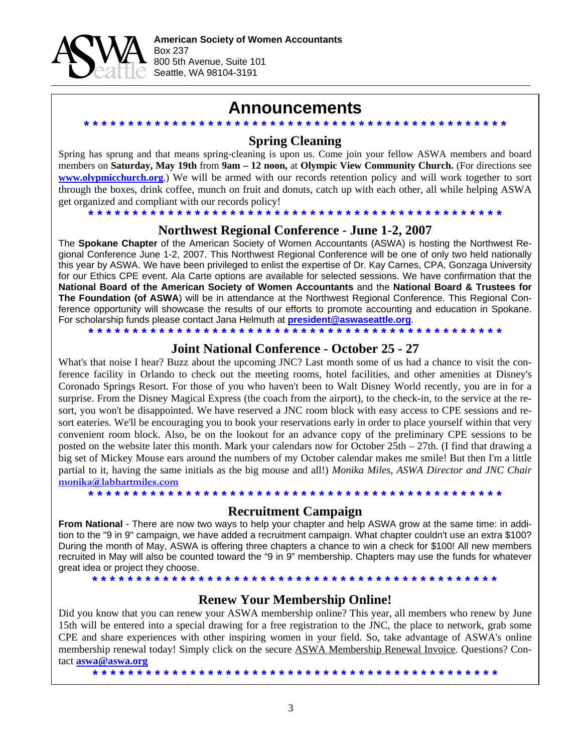**American Society of Women Accountants**
Box 237
800 5th Avenue, Suite 101
Seattle, WA 98104-3191

# Announcements

* * * * * * * * * * * * * * * * * * * * * * * * * * * * * * * * * * * * * * * * * * * * * *

## Spring Cleaning

Spring has sprung and that means spring-cleaning is upon us. Come join your fellow ASWA members and board members on **Saturday, May 19th** from **9am – 12 noon,** at **Olympic View Community Church.** (For directions see **www.olypmicchurch.org**.) We will be armed with our records retention policy and will work together to sort through the boxes, drink coffee, munch on fruit and donuts, catch up with each other, all while helping ASWA get organized and compliant with our records policy!

* * * * * * * * * * * * * * * * * * * * * * * * * * * * * * * * * * * * * * * * * * * * * *

## Northwest Regional Conference - June 1-2, 2007

The **Spokane Chapter** of the American Society of Women Accountants (ASWA) is hosting the Northwest Regional Conference June 1-2, 2007. This Northwest Regional Conference will be one of only two held nationally this year by ASWA. We have been privileged to enlist the expertise of Dr. Kay Carnes, CPA, Gonzaga University for our Ethics CPE event. Ala Carte options are available for selected sessions. We have confirmation that the **National Board of the American Society of Women Accountants** and the **National Board & Trustees for The Foundation (of ASWA**) will be in attendance at the Northwest Regional Conference. This Regional Conference opportunity will showcase the results of our efforts to promote accounting and education in Spokane. For scholarship funds please contact Jana Helmuth at **president@aswaseattle.org**.

* * * * * * * * * * * * * * * * * * * * * * * * * * * * * * * * * * * * * * * * * * * * * *

## Joint National Conference - October 25 - 27

What's that noise I hear? Buzz about the upcoming JNC? Last month some of us had a chance to visit the conference facility in Orlando to check out the meeting rooms, hotel facilities, and other amenities at Disney's Coronado Springs Resort. For those of you who haven't been to Walt Disney World recently, you are in for a surprise. From the Disney Magical Express (the coach from the airport), to the check-in, to the service at the resort, you won't be disappointed. We have reserved a JNC room block with easy access to CPE sessions and resort eateries. We'll be encouraging you to book your reservations early in order to place yourself within that very convenient room block. Also, be on the lookout for an advance copy of the preliminary CPE sessions to be posted on the website later this month. Mark your calendars now for October 25th – 27th. (I find that drawing a big set of Mickey Mouse ears around the numbers of my October calendar makes me smile! But then I'm a little partial to it, having the same initials as the big mouse and all!) *Monika Miles, ASWA Director and JNC Chair* **monika@labhartmiles.com**

* * * * * * * * * * * * * * * * * * * * * * * * * * * * * * * * * * * * * * * * * * * * * *

## Recruitment Campaign

**From National** - There are now two ways to help your chapter and help ASWA grow at the same time: in addition to the "9 in 9" campaign, we have added a recruitment campaign. What chapter couldn't use an extra $100? During the month of May, ASWA is offering three chapters a chance to win a check for $100! All new members recruited in May will also be counted toward the "9 in 9" membership. Chapters may use the funds for whatever great idea or project they choose.

* * * * * * * * * * * * * * * * * * * * * * * * * * * * * * * * * * * * * * * * * * * * * *

## Renew Your Membership Online!

Did you know that you can renew your ASWA membership online? This year, all members who renew by June 15th will be entered into a special drawing for a free registration to the JNC, the place to network, grab some CPE and share experiences with other inspiring women in your field. So, take advantage of ASWA's online membership renewal today! Simply click on the secure ASWA Membership Renewal Invoice. Questions? Contact **aswa@aswa.org**

* * * * * * * * * * * * * * * * * * * * * * * * * * * * * * * * * * * * * * * * * * * * * *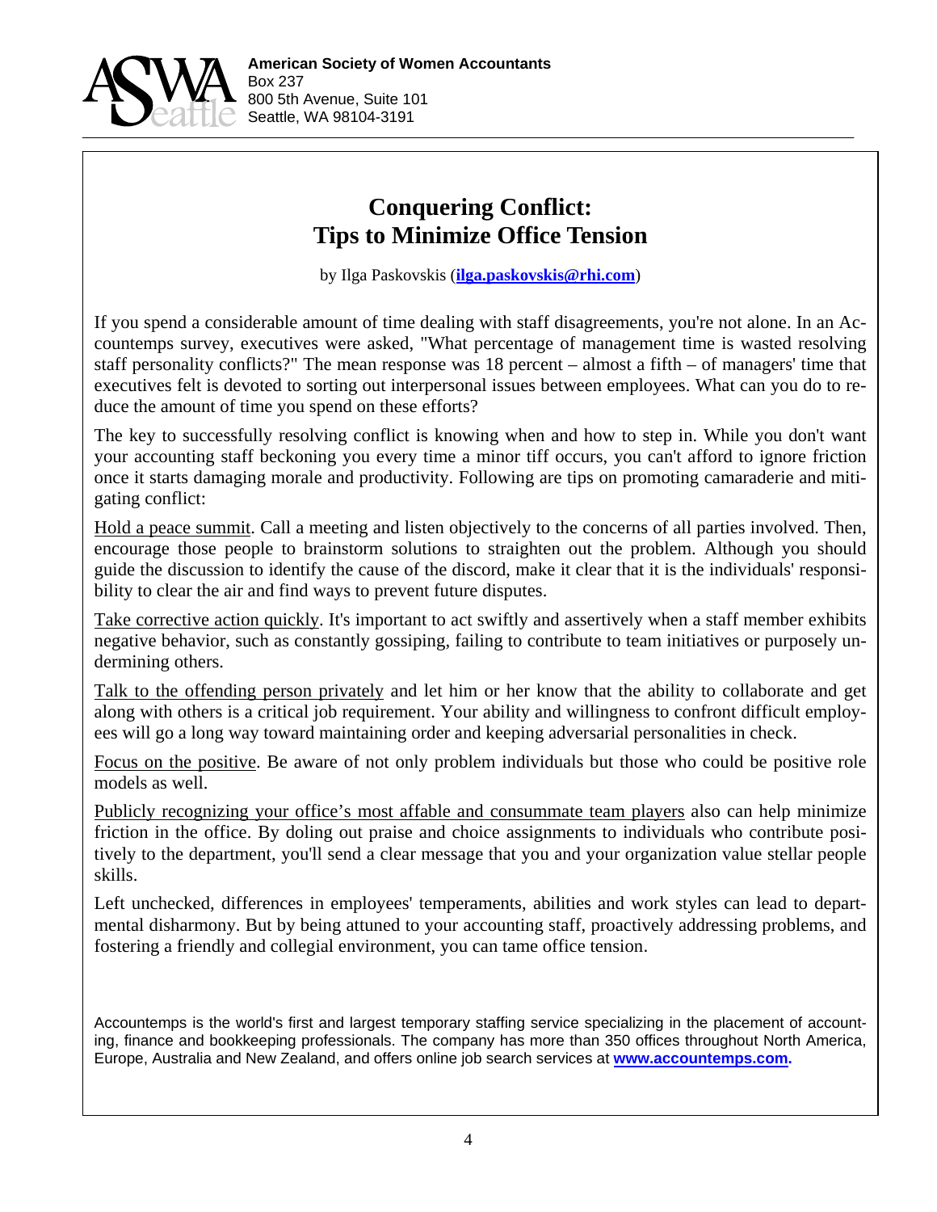**American Society of Women Accountants**
Box 237
800 5th Avenue, Suite 101
Seattle, WA 98104-3191

# Conquering Conflict: Tips to Minimize Office Tension

by Ilga Paskovskis (**ilga.paskovskis@rhi.com**)

If you spend a considerable amount of time dealing with staff disagreements, you're not alone. In an Accountemps survey, executives were asked, "What percentage of management time is wasted resolving staff personality conflicts?" The mean response was 18 percent – almost a fifth – of managers' time that executives felt is devoted to sorting out interpersonal issues between employees. What can you do to reduce the amount of time you spend on these efforts?

The key to successfully resolving conflict is knowing when and how to step in. While you don't want your accounting staff beckoning you every time a minor tiff occurs, you can't afford to ignore friction once it starts damaging morale and productivity. Following are tips on promoting camaraderie and mitigating conflict:

Hold a peace summit. Call a meeting and listen objectively to the concerns of all parties involved. Then, encourage those people to brainstorm solutions to straighten out the problem. Although you should guide the discussion to identify the cause of the discord, make it clear that it is the individuals' responsibility to clear the air and find ways to prevent future disputes.

Take corrective action quickly. It's important to act swiftly and assertively when a staff member exhibits negative behavior, such as constantly gossiping, failing to contribute to team initiatives or purposely undermining others.

Talk to the offending person privately and let him or her know that the ability to collaborate and get along with others is a critical job requirement. Your ability and willingness to confront difficult employees will go a long way toward maintaining order and keeping adversarial personalities in check.

Focus on the positive. Be aware of not only problem individuals but those who could be positive role models as well.

Publicly recognizing your office's most affable and consummate team players also can help minimize friction in the office. By doling out praise and choice assignments to individuals who contribute positively to the department, you'll send a clear message that you and your organization value stellar people skills.

Left unchecked, differences in employees' temperaments, abilities and work styles can lead to departmental disharmony. But by being attuned to your accounting staff, proactively addressing problems, and fostering a friendly and collegial environment, you can tame office tension.

Accountemps is the world's first and largest temporary staffing service specializing in the placement of accounting, finance and bookkeeping professionals. The company has more than 350 offices throughout North America, Europe, Australia and New Zealand, and offers online job search services at **www.accountemps.com.**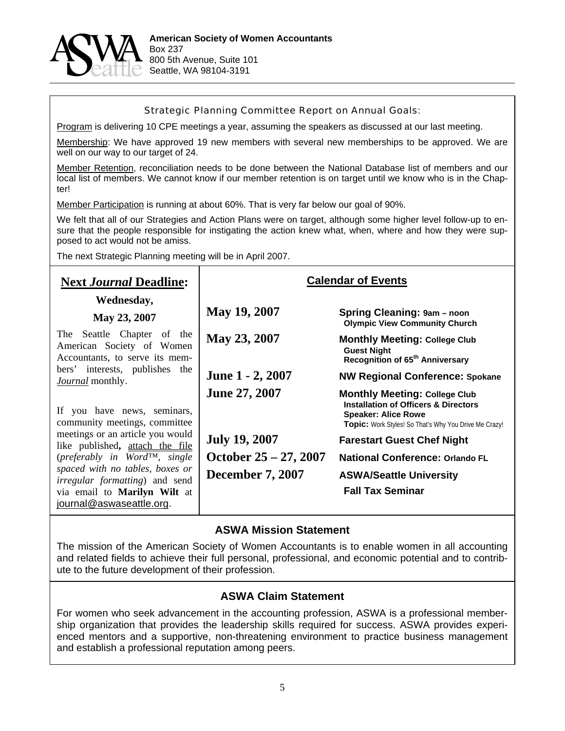**American Society of Women Accountants**
Box 237
800 5th Avenue, Suite 101
Seattle, WA 98104-3191

## Strategic Planning Committee Report on Annual Goals:

Program is delivering 10 CPE meetings a year, assuming the speakers as discussed at our last meeting.

Membership: We have approved 19 new members with several new memberships to be approved. We are well on our way to our target of 24.

Member Retention, reconciliation needs to be done between the National Database list of members and our local list of members. We cannot know if our member retention is on target until we know who is in the Chapter!

Member Participation is running at about 60%. That is very far below our goal of 90%.

We felt that all of our Strategies and Action Plans were on target, although some higher level follow-up to ensure that the people responsible for instigating the action knew what, when, where and how they were supposed to act would not be amiss.

The next Strategic Planning meeting will be in April 2007.

## Next *Journal* Deadline:

**Wednesday,**

**May 23, 2007**

The Seattle Chapter of the American Society of Women Accountants, to serve its members' interests, publishes the *Journal* monthly.

If you have news, seminars, community meetings, committee meetings or an article you would like published**,** attach the file (*preferably in Word™, single spaced with no tables, boxes or irregular formatting*) and send via email to **Marilyn Wilt** at journal@aswaseattle.org.

## Calendar of Events

| | |
|---|---|
| **May 19, 2007** | **Spring Cleaning: 9am – noon** **Olympic View Community Church** |
| **May 23, 2007** | **Monthly Meeting: College Club** **Guest Night** **Recognition of 65th Anniversary** |
| **June 1 - 2, 2007** | **NW Regional Conference: Spokane** |
| **June 27, 2007** | **Monthly Meeting: College Club** **Installation of Officers & Directors** **Speaker: Alice Rowe** **Topic:** Work Styles! So That's Why You Drive Me Crazy! |
| **July 19, 2007** | **Farestart Guest Chef Night** |
| **October 25 – 27, 2007** | **National Conference: Orlando FL** |
| **December 7, 2007** | **ASWA/Seattle University** **Fall Tax Seminar** |

## ASWA Mission Statement

The mission of the American Society of Women Accountants is to enable women in all accounting and related fields to achieve their full personal, professional, and economic potential and to contribute to the future development of their profession.

## ASWA Claim Statement

For women who seek advancement in the accounting profession, ASWA is a professional membership organization that provides the leadership skills required for success. ASWA provides experienced mentors and a supportive, non-threatening environment to practice business management and establish a professional reputation among peers.